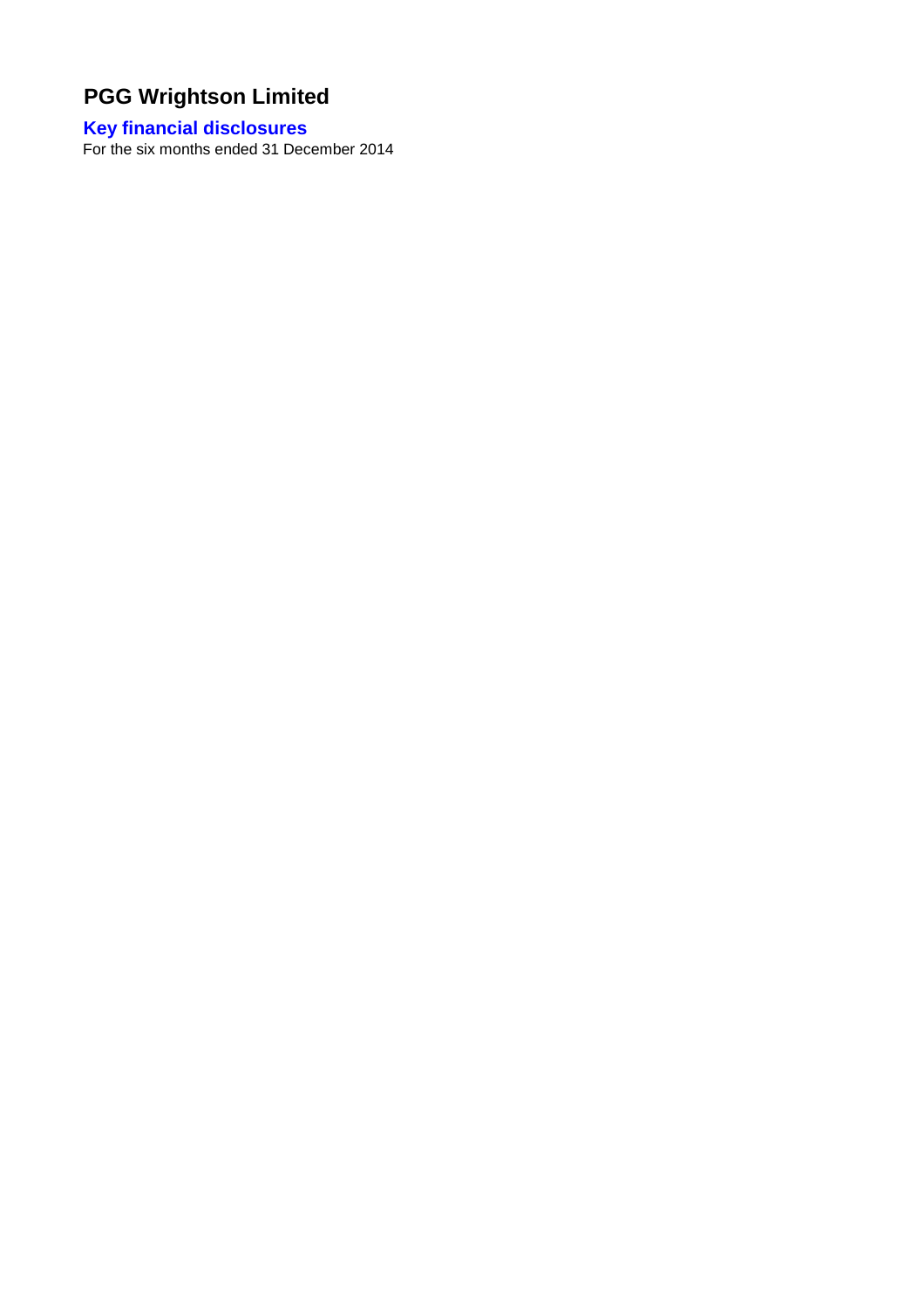# PGG Wrightson Limited

## Key financial disclosures

For the six months ended 31 December 2014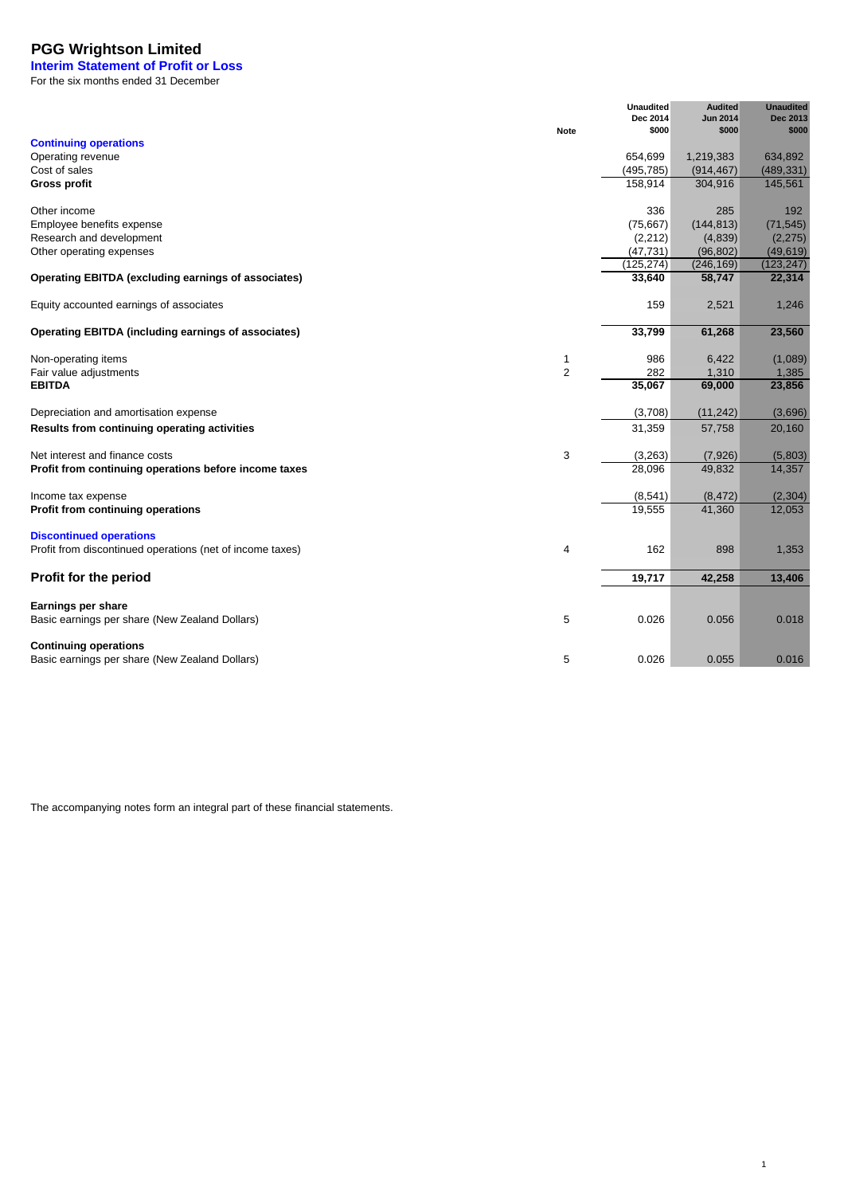# PGG Wrightson Limited

## Interim Statement of Profit or Loss

For the six months ended 31 December

| | Note | Unaudited Dec 2014 $000 | Audited Jun 2014 $000 | Unaudited Dec 2013 $000 |
|---|---|---|---|---|
| **Continuing operations** | | | | |
| Operating revenue | | 654,699 | 1,219,383 | 634,892 |
| Cost of sales | | (495,785) | (914,467) | (489,331) |
| **Gross profit** | | 158,914 | 304,916 | 145,561 |
| | | | | |
| Other income | | 336 | 285 | 192 |
| Employee benefits expense | | (75,667) | (144,813) | (71,545) |
| Research and development | | (2,212) | (4,839) | (2,275) |
| Other operating expenses | | (47,731) | (96,802) | (49,619) |
| | | (125,274) | (246,169) | (123,247) |
| **Operating EBITDA (excluding earnings of associates)** | | **33,640** | **58,747** | **22,314** |
| | | | | |
| Equity accounted earnings of associates | | 159 | 2,521 | 1,246 |
| | | | | |
| **Operating EBITDA (including earnings of associates)** | | **33,799** | **61,268** | **23,560** |
| | | | | |
| Non-operating items | 1 | 986 | 6,422 | (1,089) |
| Fair value adjustments | 2 | 282 | 1,310 | 1,385 |
| **EBITDA** | | **35,067** | **69,000** | **23,856** |
| | | | | |
| Depreciation and amortisation expense | | (3,708) | (11,242) | (3,696) |
| **Results from continuing operating activities** | | 31,359 | 57,758 | 20,160 |
| | | | | |
| Net interest and finance costs | 3 | (3,263) | (7,926) | (5,803) |
| **Profit from continuing operations before income taxes** | | 28,096 | 49,832 | 14,357 |
| | | | | |
| Income tax expense | | (8,541) | (8,472) | (2,304) |
| **Profit from continuing operations** | | 19,555 | 41,360 | 12,053 |
| | | | | |
| **Discontinued operations** | | | | |
| Profit from discontinued operations (net of income taxes) | 4 | 162 | 898 | 1,353 |
| | | | | |
| **Profit for the period** | | **19,717** | **42,258** | **13,406** |
| | | | | |
| **Earnings per share** | | | | |
| Basic earnings per share (New Zealand Dollars) | 5 | 0.026 | 0.056 | 0.018 |
| | | | | |
| **Continuing operations** | | | | |
| Basic earnings per share (New Zealand Dollars) | 5 | 0.026 | 0.055 | 0.016 |

The accompanying notes form an integral part of these financial statements.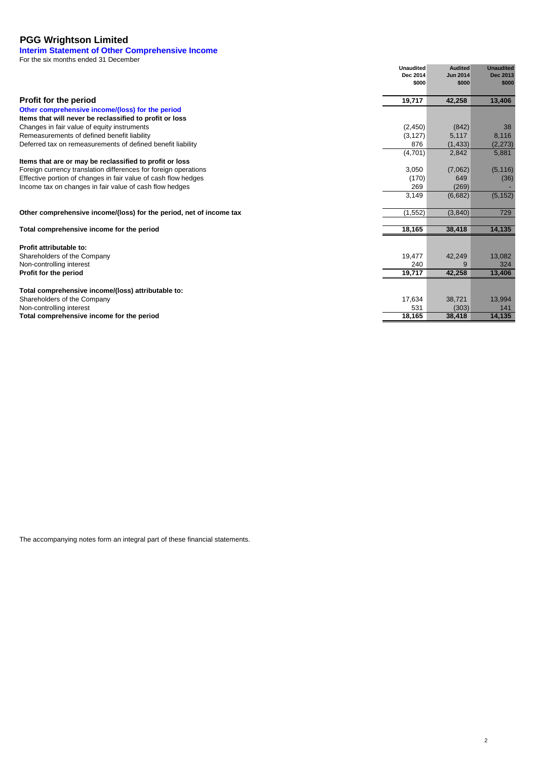# PGG Wrightson Limited

## Interim Statement of Other Comprehensive Income

For the six months ended 31 December

| | Unaudited Dec 2014 $000 | Audited Jun 2014 $000 | Unaudited Dec 2013 $000 |
|---|---|---|---|
| **Profit for the period** | **19,717** | **42,258** | **13,406** |
| **Other comprehensive income/(loss) for the period** | | | |
| **Items that will never be reclassified to profit or loss** | | | |
| Changes in fair value of equity instruments | (2,450) | (842) | 38 |
| Remeasurements of defined benefit liability | (3,127) | 5,117 | 8,116 |
| Deferred tax on remeasurements of defined benefit liability | 876 | (1,433) | (2,273) |
| | (4,701) | 2,842 | 5,881 |
| **Items that are or may be reclassified to profit or loss** | | | |
| Foreign currency translation differences for foreign operations | 3,050 | (7,062) | (5,116) |
| Effective portion of changes in fair value of cash flow hedges | (170) | 649 | (36) |
| Income tax on changes in fair value of cash flow hedges | 269 | (269) | - |
| | 3,149 | (6,682) | (5,152) |
| **Other comprehensive income/(loss) for the period, net of income tax** | (1,552) | (3,840) | 729 |
| **Total comprehensive income for the period** | **18,165** | **38,418** | **14,135** |
| **Profit attributable to:** | | | |
| Shareholders of the Company | 19,477 | 42,249 | 13,082 |
| Non-controlling interest | 240 | 9 | 324 |
| **Profit for the period** | **19,717** | **42,258** | **13,406** |
| **Total comprehensive income/(loss) attributable to:** | | | |
| Shareholders of the Company | 17,634 | 38,721 | 13,994 |
| Non-controlling interest | 531 | (303) | 141 |
| **Total comprehensive income for the period** | **18,165** | **38,418** | **14,135** |

The accompanying notes form an integral part of these financial statements.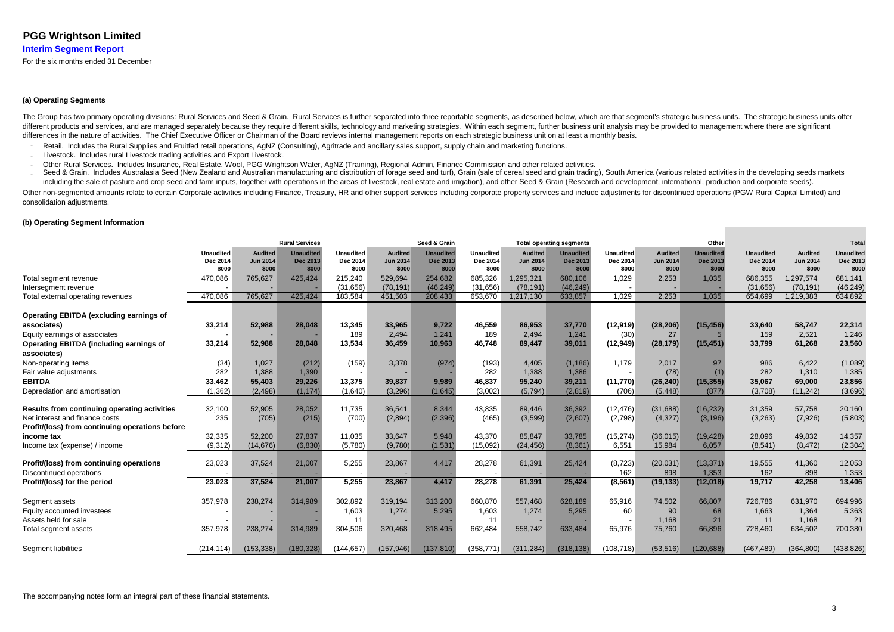# PGG Wrightson Limited

## Interim Segment Report

For the six months ended 31 December

### (a) Operating Segments

The Group has two primary operating divisions: Rural Services and Seed & Grain. Rural Services is further separated into three reportable segments, as described below, which are that segment's strategic business units. The strategic business units offer different products and services, and are managed separately because they require different skills, technology and marketing strategies. Within each segment, further business unit analysis may be provided to management where there are significant differences in the nature of activities. The Chief Executive Officer or Chairman of the Board reviews internal management reports on each strategic business unit on at least a monthly basis.

- Retail. Includes the Rural Supplies and Fruitfed retail operations, AgNZ (Consulting), Agritrade and ancillary sales support, supply chain and marketing functions.
- Livestock. Includes rural Livestock trading activities and Export Livestock.
- Other Rural Services. Includes Insurance, Real Estate, Wool, PGG Wrightson Water, AgNZ (Training), Regional Admin, Finance Commission and other related activities.
- Seed & Grain. Includes Australasia Seed (New Zealand and Australian manufacturing and distribution of forage seed and turf), Grain (sale of cereal seed and grain trading), South America (various related activities in the developing seeds markets including the sale of pasture and crop seed and farm inputs, together with operations in the areas of livestock, real estate and irrigation), and other Seed & Grain (Research and development, international, production and corporate seeds).

Other non-segmented amounts relate to certain Corporate activities including Finance, Treasury, HR and other support services including corporate property services and include adjustments for discontinued operations (PGW Rural Capital Limited) and consolidation adjustments.

### (b) Operating Segment Information

| | Rural Services | | | Seed & Grain | | | Total operating segments | | | Other | | | Total | | |
|---|---|---|---|---|---|---|---|---|---|---|---|---|---|---|---|
| | Unaudited Dec 2014 $000 | Audited Jun 2014 $000 | Unaudited Dec 2013 $000 | Unaudited Dec 2014 $000 | Audited Jun 2014 $000 | Unaudited Dec 2013 $000 | Unaudited Dec 2014 $000 | Audited Jun 2014 $000 | Unaudited Dec 2013 $000 | Unaudited Dec 2014 $000 | Audited Jun 2014 $000 | Unaudited Dec 2013 $000 | Unaudited Dec 2014 $000 | Audited Jun 2014 $000 | Unaudited Dec 2013 $000 |
| Total segment revenue | 470,086 | 765,627 | 425,424 | 215,240 | 529,694 | 254,682 | 685,326 | 1,295,321 | 680,106 | 1,029 | 2,253 | 1,035 | 686,355 | 1,297,574 | 681,141 |
| Intersegment revenue | - | - | - | (31,656) | (78,191) | (46,249) | (31,656) | (78,191) | (46,249) | - | - | - | (31,656) | (78,191) | (46,249) |
| Total external operating revenues | 470,086 | 765,627 | 425,424 | 183,584 | 451,503 | 208,433 | 653,670 | 1,217,130 | 633,857 | 1,029 | 2,253 | 1,035 | 654,699 | 1,219,383 | 634,892 |
| **Operating EBITDA (excluding earnings of associates)** | **33,214** | **52,988** | **28,048** | **13,345** | **33,965** | **9,722** | **46,559** | **86,953** | **37,770** | **(12,919)** | **(28,206)** | **(15,456)** | **33,640** | **58,747** | **22,314** |
| Equity earnings of associates | - | - | - | 189 | 2,494 | 1,241 | 189 | 2,494 | 1,241 | (30) | 27 | 5 | 159 | 2,521 | 1,246 |
| **Operating EBITDA (including earnings of associates)** | **33,214** | **52,988** | **28,048** | **13,534** | **36,459** | **10,963** | **46,748** | **89,447** | **39,011** | **(12,949)** | **(28,179)** | **(15,451)** | **33,799** | **61,268** | **23,560** |
| Non-operating items | (34) | 1,027 | (212) | (159) | 3,378 | (974) | (193) | 4,405 | (1,186) | 1,179 | 2,017 | 97 | 986 | 6,422 | (1,089) |
| Fair value adjustments | 282 | 1,388 | 1,390 | - | - | - | 282 | 1,388 | 1,386 | - | (78) | (1) | 282 | 1,310 | 1,385 |
| **EBITDA** | **33,462** | **55,403** | **29,226** | **13,375** | **39,837** | **9,989** | **46,837** | **95,240** | **39,211** | **(11,770)** | **(26,240)** | **(15,355)** | **35,067** | **69,000** | **23,856** |
| Depreciation and amortisation | (1,362) | (2,498) | (1,174) | (1,640) | (3,296) | (1,645) | (3,002) | (5,794) | (2,819) | (706) | (5,448) | (877) | (3,708) | (11,242) | (3,696) |
| **Results from continuing operating activities** | 32,100 | 52,905 | 28,052 | 11,735 | 36,541 | 8,344 | 43,835 | 89,446 | 36,392 | (12,476) | (31,688) | (16,232) | 31,359 | 57,758 | 20,160 |
| Net interest and finance costs | 235 | (705) | (215) | (700) | (2,894) | (2,396) | (465) | (3,599) | (2,607) | (2,798) | (4,327) | (3,196) | (3,263) | (7,926) | (5,803) |
| **Profit/(loss) from continuing operations before income tax** | 32,335 | 52,200 | 27,837 | 11,035 | 33,647 | 5,948 | 43,370 | 85,847 | 33,785 | (15,274) | (36,015) | (19,428) | 28,096 | 49,832 | 14,357 |
| Income tax (expense) / income | (9,312) | (14,676) | (6,830) | (5,780) | (9,780) | (1,531) | (15,092) | (24,456) | (8,361) | 6,551 | 15,984 | 6,057 | (8,541) | (8,472) | (2,304) |
| **Profit/(loss) from continuing operations** | 23,023 | 37,524 | 21,007 | 5,255 | 23,867 | 4,417 | 28,278 | 61,391 | 25,424 | (8,723) | (20,031) | (13,371) | 19,555 | 41,360 | 12,053 |
| Discontinued operations | - | - | - | - | - | - | - | - | - | 162 | 898 | 1,353 | 162 | 898 | 1,353 |
| **Profit/(loss) for the period** | **23,023** | **37,524** | **21,007** | **5,255** | **23,867** | **4,417** | **28,278** | **61,391** | **25,424** | **(8,561)** | **(19,133)** | **(12,018)** | **19,717** | **42,258** | **13,406** |
| Segment assets | 357,978 | 238,274 | 314,989 | 302,892 | 319,194 | 313,200 | 660,870 | 557,468 | 628,189 | 65,916 | 74,502 | 66,807 | 726,786 | 631,970 | 694,996 |
| Equity accounted investees | - | - | - | 1,603 | 1,274 | 5,295 | 1,603 | 1,274 | 5,295 | 60 | 90 | 68 | 1,663 | 1,364 | 5,363 |
| Assets held for sale | - | - | - | 11 | - | - | 11 | - | - | - | 1,168 | 21 | 11 | 1,168 | 21 |
| Total segment assets | 357,978 | 238,274 | 314,989 | 304,506 | 320,468 | 318,495 | 662,484 | 558,742 | 633,484 | 65,976 | 75,760 | 66,896 | 728,460 | 634,502 | 700,380 |
| Segment liabilities | (214,114) | (153,338) | (180,328) | (144,657) | (157,946) | (137,810) | (358,771) | (311,284) | (318,138) | (108,718) | (53,516) | (120,688) | (467,489) | (364,800) | (438,826) |

The accompanying notes form an integral part of these financial statements.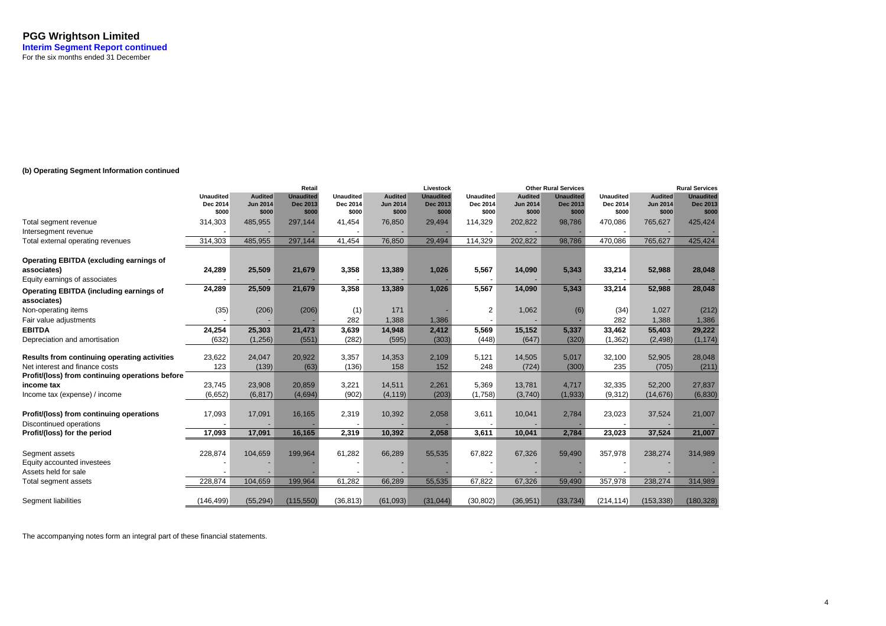# PGG Wrightson Limited

**Interim Segment Report continued**

For the six months ended 31 December

### (b) Operating Segment Information continued

| | Retail | | | Livestock | | | Other Rural Services | | | Rural Services | | |
|---|---|---|---|---|---|---|---|---|---|---|---|---|
| | Unaudited Dec 2014 $000 | Audited Jun 2014 $000 | Unaudited Dec 2013 $000 | Unaudited Dec 2014 $000 | Audited Jun 2014 $000 | Unaudited Dec 2013 $000 | Unaudited Dec 2014 $000 | Audited Jun 2014 $000 | Unaudited Dec 2013 $000 | Unaudited Dec 2014 $000 | Audited Jun 2014 $000 | Unaudited Dec 2013 $000 |
| Total segment revenue | 314,303 | 485,955 | 297,144 | 41,454 | 76,850 | 29,494 | 114,329 | 202,822 | 98,786 | 470,086 | 765,627 | 425,424 |
| Intersegment revenue | - | - | - | - | - | - | - | - | - | - | - | - |
| Total external operating revenues | 314,303 | 485,955 | 297,144 | 41,454 | 76,850 | 29,494 | 114,329 | 202,822 | 98,786 | 470,086 | 765,627 | 425,424 |
| **Operating EBITDA (excluding earnings of associates)** | **24,289** | **25,509** | **21,679** | **3,358** | **13,389** | **1,026** | **5,567** | **14,090** | **5,343** | **33,214** | **52,988** | **28,048** |
| Equity earnings of associates | - | - | - | - | - | - | - | - | - | - | - | - |
| **Operating EBITDA (including earnings of associates)** | **24,289** | **25,509** | **21,679** | **3,358** | **13,389** | **1,026** | **5,567** | **14,090** | **5,343** | **33,214** | **52,988** | **28,048** |
| Non-operating items | (35) | (206) | (206) | (1) | 171 | - | 2 | 1,062 | (6) | (34) | 1,027 | (212) |
| Fair value adjustments | - | - | - | 282 | 1,388 | 1,386 | - | - | - | 282 | 1,388 | 1,386 |
| **EBITDA** | **24,254** | **25,303** | **21,473** | **3,639** | **14,948** | **2,412** | **5,569** | **15,152** | **5,337** | **33,462** | **55,403** | **29,222** |
| Depreciation and amortisation | (632) | (1,256) | (551) | (282) | (595) | (303) | (448) | (647) | (320) | (1,362) | (2,498) | (1,174) |
| **Results from continuing operating activities** | 23,622 | 24,047 | 20,922 | 3,357 | 14,353 | 2,109 | 5,121 | 14,505 | 5,017 | 32,100 | 52,905 | 28,048 |
| Net interest and finance costs | 123 | (139) | (63) | (136) | 158 | 152 | 248 | (724) | (300) | 235 | (705) | (211) |
| **Profit/(loss) from continuing operations before income tax** | 23,745 | 23,908 | 20,859 | 3,221 | 14,511 | 2,261 | 5,369 | 13,781 | 4,717 | 32,335 | 52,200 | 27,837 |
| Income tax (expense) / income | (6,652) | (6,817) | (4,694) | (902) | (4,119) | (203) | (1,758) | (3,740) | (1,933) | (9,312) | (14,676) | (6,830) |
| **Profit/(loss) from continuing operations** | 17,093 | 17,091 | 16,165 | 2,319 | 10,392 | 2,058 | 3,611 | 10,041 | 2,784 | 23,023 | 37,524 | 21,007 |
| Discontinued operations | - | - | - | - | - | - | - | - | - | - | - | - |
| **Profit/(loss) for the period** | **17,093** | **17,091** | **16,165** | **2,319** | **10,392** | **2,058** | **3,611** | **10,041** | **2,784** | **23,023** | **37,524** | **21,007** |
| Segment assets | 228,874 | 104,659 | 199,964 | 61,282 | 66,289 | 55,535 | 67,822 | 67,326 | 59,490 | 357,978 | 238,274 | 314,989 |
| Equity accounted investees | - | - | - | - | - | - | - | - | - | - | - | - |
| Assets held for sale | - | - | - | - | - | - | - | - | - | - | - | - |
| Total segment assets | 228,874 | 104,659 | 199,964 | 61,282 | 66,289 | 55,535 | 67,822 | 67,326 | 59,490 | 357,978 | 238,274 | 314,989 |
| Segment liabilities | (146,499) | (55,294) | (115,550) | (36,813) | (61,093) | (31,044) | (30,802) | (36,951) | (33,734) | (214,114) | (153,338) | (180,328) |

The accompanying notes form an integral part of these financial statements.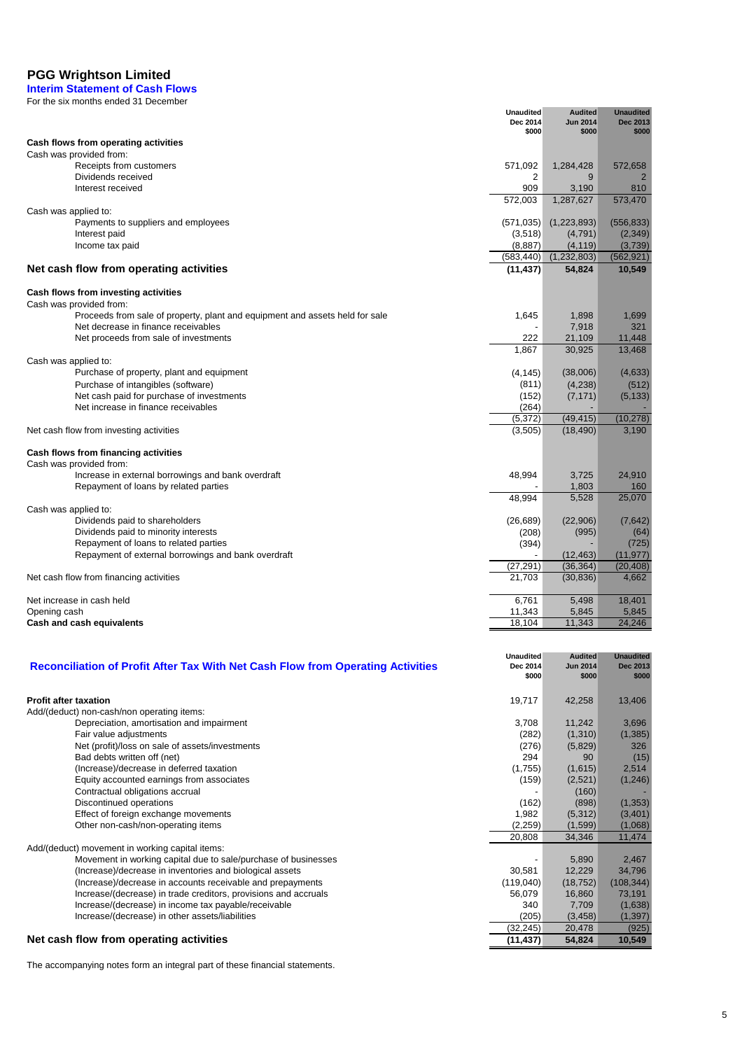# PGG Wrightson Limited

## Interim Statement of Cash Flows

For the six months ended 31 December

| | Unaudited Dec 2014 $000 | Audited Jun 2014 $000 | Unaudited Dec 2013 $000 |
|---|---|---|---|
| **Cash flows from operating activities** | | | |
| Cash was provided from: | | | |
| Receipts from customers | 571,092 | 1,284,428 | 572,658 |
| Dividends received | 2 | 9 | 2 |
| Interest received | 909 | 3,190 | 810 |
| | 572,003 | 1,287,627 | 573,470 |
| Cash was applied to: | | | |
| Payments to suppliers and employees | (571,035) | (1,223,893) | (556,833) |
| Interest paid | (3,518) | (4,791) | (2,349) |
| Income tax paid | (8,887) | (4,119) | (3,739) |
| | (583,440) | (1,232,803) | (562,921) |
| **Net cash flow from operating activities** | **(11,437)** | **54,824** | **10,549** |
| **Cash flows from investing activities** | | | |
| Cash was provided from: | | | |
| Proceeds from sale of property, plant and equipment and assets held for sale | 1,645 | 1,898 | 1,699 |
| Net decrease in finance receivables | - | 7,918 | 321 |
| Net proceeds from sale of investments | 222 | 21,109 | 11,448 |
| | 1,867 | 30,925 | 13,468 |
| Cash was applied to: | | | |
| Purchase of property, plant and equipment | (4,145) | (38,006) | (4,633) |
| Purchase of intangibles (software) | (811) | (4,238) | (512) |
| Net cash paid for purchase of investments | (152) | (7,171) | (5,133) |
| Net increase in finance receivables | (264) | - | - |
| | (5,372) | (49,415) | (10,278) |
| Net cash flow from investing activities | (3,505) | (18,490) | 3,190 |
| **Cash flows from financing activities** | | | |
| Cash was provided from: | | | |
| Increase in external borrowings and bank overdraft | 48,994 | 3,725 | 24,910 |
| Repayment of loans by related parties | - | 1,803 | 160 |
| | 48,994 | 5,528 | 25,070 |
| Cash was applied to: | | | |
| Dividends paid to shareholders | (26,689) | (22,906) | (7,642) |
| Dividends paid to minority interests | (208) | (995) | (64) |
| Repayment of loans to related parties | (394) | - | (725) |
| Repayment of external borrowings and bank overdraft | - | (12,463) | (11,977) |
| | (27,291) | (36,364) | (20,408) |
| Net cash flow from financing activities | 21,703 | (30,836) | 4,662 |
| Net increase in cash held | 6,761 | 5,498 | 18,401 |
| Opening cash | 11,343 | 5,845 | 5,845 |
| **Cash and cash equivalents** | **18,104** | **11,343** | **24,246** |

## Reconciliation of Profit After Tax With Net Cash Flow from Operating Activities

| | Unaudited Dec 2014 $000 | Audited Jun 2014 $000 | Unaudited Dec 2013 $000 |
|---|---|---|---|
| **Profit after taxation** | 19,717 | 42,258 | 13,406 |
| Add/(deduct) non-cash/non operating items: | | | |
| Depreciation, amortisation and impairment | 3,708 | 11,242 | 3,696 |
| Fair value adjustments | (282) | (1,310) | (1,385) |
| Net (profit)/loss on sale of assets/investments | (276) | (5,829) | 326 |
| Bad debts written off (net) | 294 | 90 | (15) |
| (Increase)/decrease in deferred taxation | (1,755) | (1,615) | 2,514 |
| Equity accounted earnings from associates | (159) | (2,521) | (1,246) |
| Contractual obligations accrual | - | (160) | - |
| Discontinued operations | (162) | (898) | (1,353) |
| Effect of foreign exchange movements | 1,982 | (5,312) | (3,401) |
| Other non-cash/non-operating items | (2,259) | (1,599) | (1,068) |
| | 20,808 | 34,346 | 11,474 |
| Add/(deduct) movement in working capital items: | | | |
| Movement in working capital due to sale/purchase of businesses | - | 5,890 | 2,467 |
| (Increase)/decrease in inventories and biological assets | 30,581 | 12,229 | 34,796 |
| (Increase)/decrease in accounts receivable and prepayments | (119,040) | (18,752) | (108,344) |
| Increase/(decrease) in trade creditors, provisions and accruals | 56,079 | 16,860 | 73,191 |
| Increase/(decrease) in income tax payable/receivable | 340 | 7,709 | (1,638) |
| Increase/(decrease) in other assets/liabilities | (205) | (3,458) | (1,397) |
| | (32,245) | 20,478 | (925) |
| **Net cash flow from operating activities** | **(11,437)** | **54,824** | **10,549** |

The accompanying notes form an integral part of these financial statements.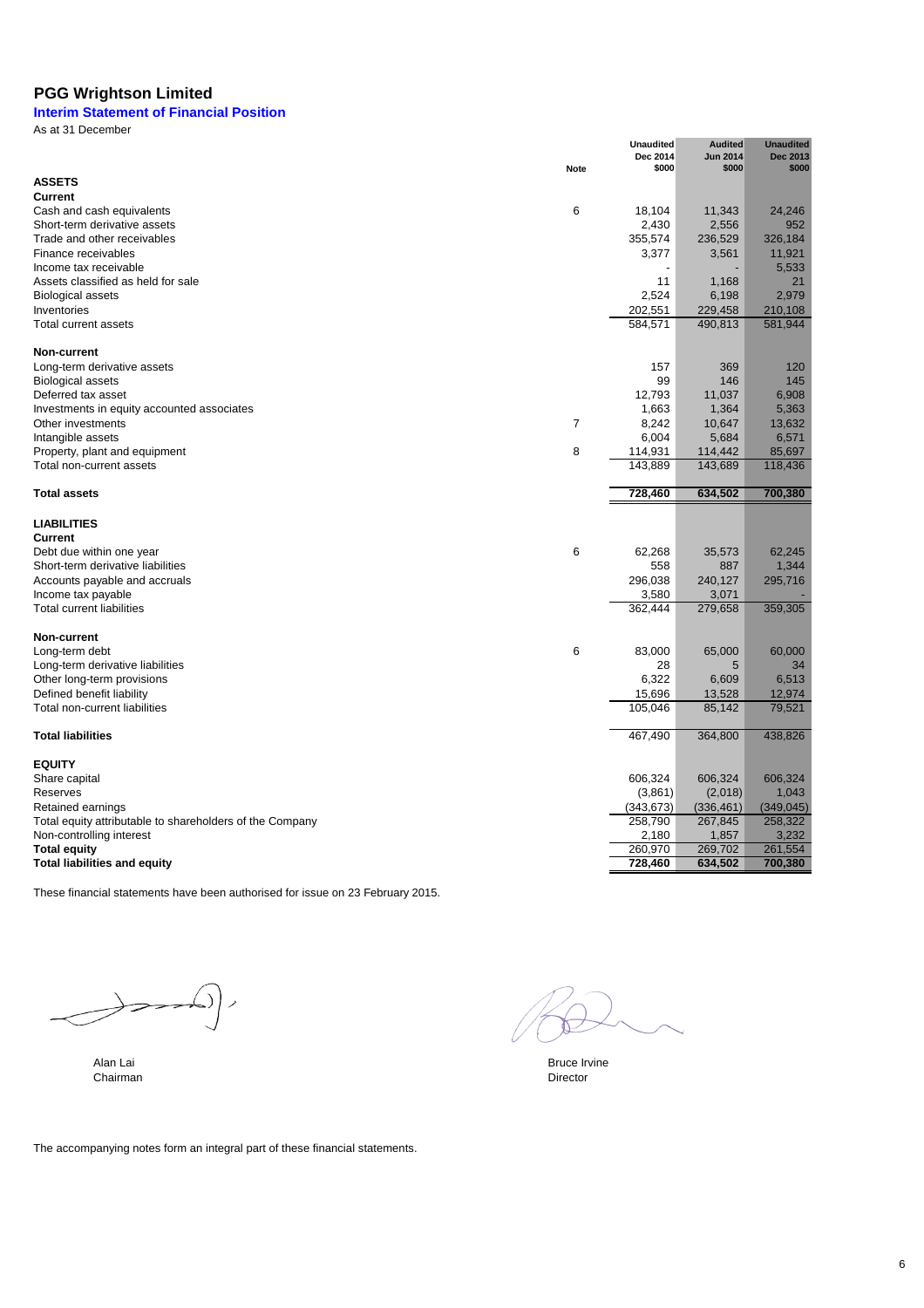# PGG Wrightson Limited

## Interim Statement of Financial Position

As at 31 December

| | Note | Unaudited Dec 2014 $000 | Audited Jun 2014 $000 | Unaudited Dec 2013 $000 |
|---|---|---|---|---|
| **ASSETS** | | | | |
| **Current** | | | | |
| Cash and cash equivalents | 6 | 18,104 | 11,343 | 24,246 |
| Short-term derivative assets | | 2,430 | 2,556 | 952 |
| Trade and other receivables | | 355,574 | 236,529 | 326,184 |
| Finance receivables | | 3,377 | 3,561 | 11,921 |
| Income tax receivable | | - | - | 5,533 |
| Assets classified as held for sale | | 11 | 1,168 | 21 |
| Biological assets | | 2,524 | 6,198 | 2,979 |
| Inventories | | 202,551 | 229,458 | 210,108 |
| Total current assets | | 584,571 | 490,813 | 581,944 |
| **Non-current** | | | | |
| Long-term derivative assets | | 157 | 369 | 120 |
| Biological assets | | 99 | 146 | 145 |
| Deferred tax asset | | 12,793 | 11,037 | 6,908 |
| Investments in equity accounted associates | | 1,663 | 1,364 | 5,363 |
| Other investments | 7 | 8,242 | 10,647 | 13,632 |
| Intangible assets | | 6,004 | 5,684 | 6,571 |
| Property, plant and equipment | 8 | 114,931 | 114,442 | 85,697 |
| Total non-current assets | | 143,889 | 143,689 | 118,436 |
| **Total assets** | | **728,460** | **634,502** | **700,380** |
| **LIABILITIES** | | | | |
| **Current** | | | | |
| Debt due within one year | 6 | 62,268 | 35,573 | 62,245 |
| Short-term derivative liabilities | | 558 | 887 | 1,344 |
| Accounts payable and accruals | | 296,038 | 240,127 | 295,716 |
| Income tax payable | | 3,580 | 3,071 | - |
| Total current liabilities | | 362,444 | 279,658 | 359,305 |
| **Non-current** | | | | |
| Long-term debt | 6 | 83,000 | 65,000 | 60,000 |
| Long-term derivative liabilities | | 28 | 5 | 34 |
| Other long-term provisions | | 6,322 | 6,609 | 6,513 |
| Defined benefit liability | | 15,696 | 13,528 | 12,974 |
| Total non-current liabilities | | 105,046 | 85,142 | 79,521 |
| **Total liabilities** | | 467,490 | 364,800 | 438,826 |
| **EQUITY** | | | | |
| Share capital | | 606,324 | 606,324 | 606,324 |
| Reserves | | (3,861) | (2,018) | 1,043 |
| Retained earnings | | (343,673) | (336,461) | (349,045) |
| Total equity attributable to shareholders of the Company | | 258,790 | 267,845 | 258,322 |
| Non-controlling interest | | 2,180 | 1,857 | 3,232 |
| **Total equity** | | 260,970 | 269,702 | 261,554 |
| **Total liabilities and equity** | | **728,460** | **634,502** | **700,380** |

These financial statements have been authorised for issue on 23 February 2015.

Alan Lai
Chairman

Bruce Irvine
Director

The accompanying notes form an integral part of these financial statements.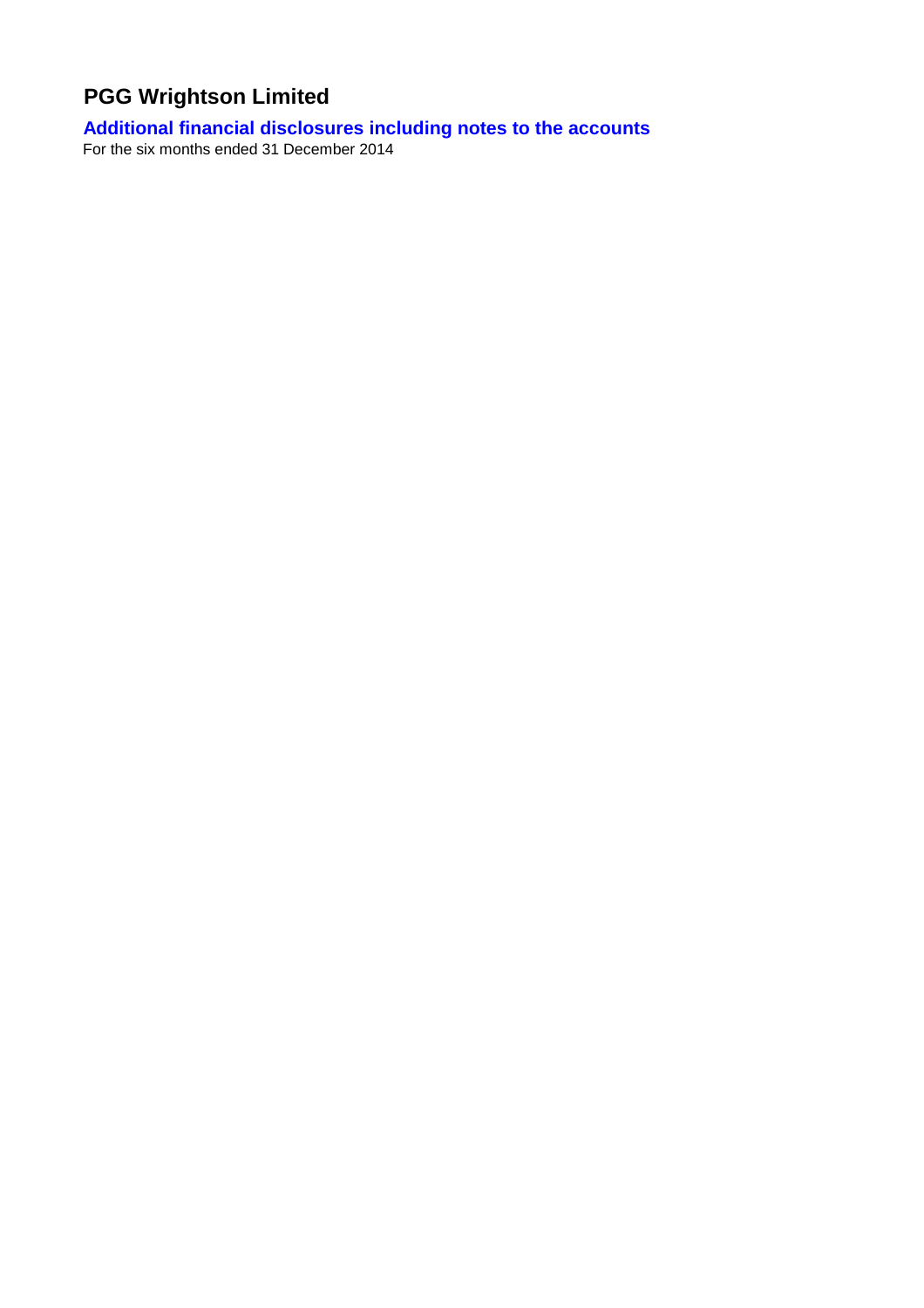# PGG Wrightson Limited

## Additional financial disclosures including notes to the accounts

For the six months ended 31 December 2014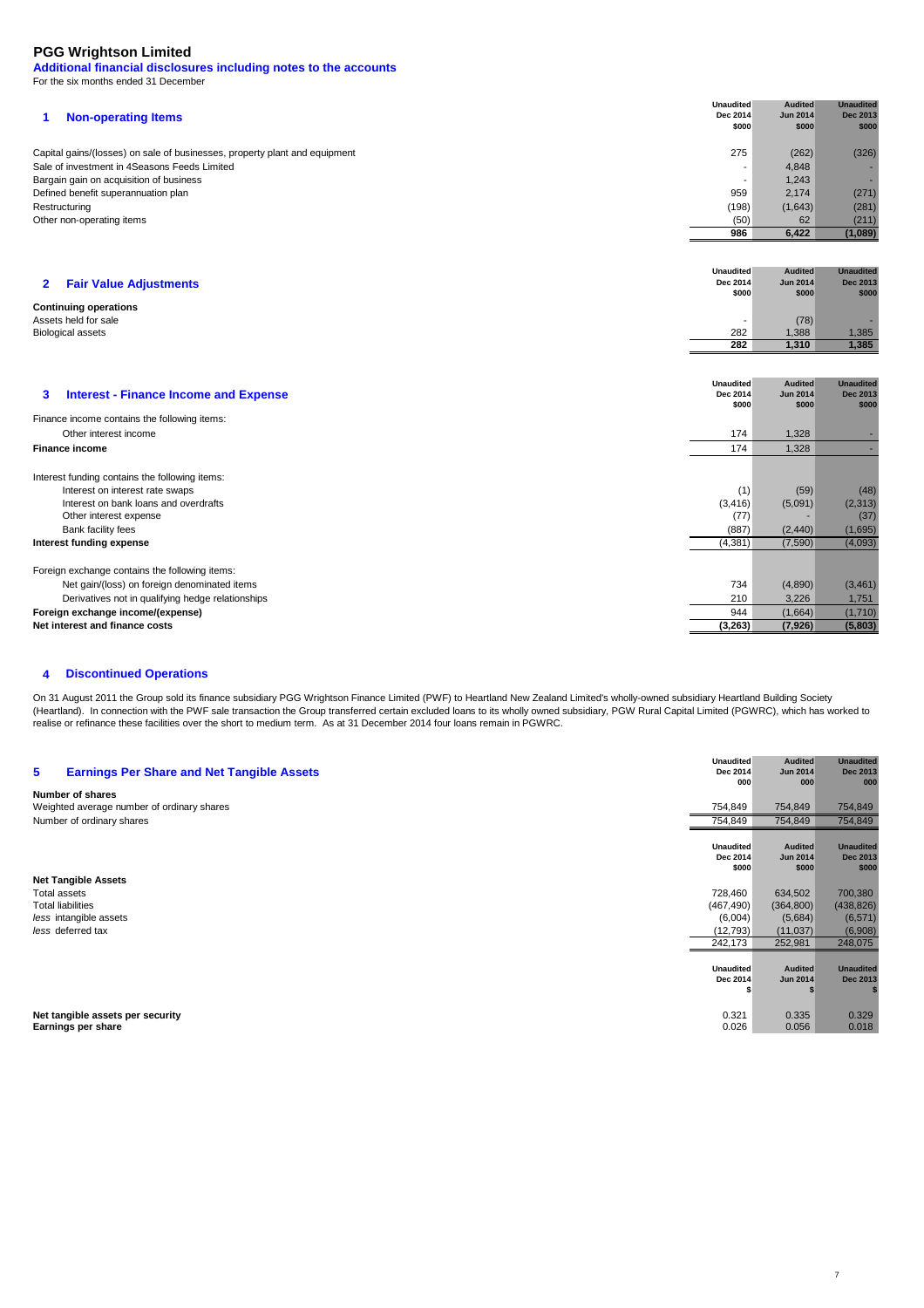# PGG Wrightson Limited

## Additional financial disclosures including notes to the accounts

For the six months ended 31 December

## 1 Non-operating Items

| | Unaudited Dec 2014 $000 | Audited Jun 2014 $000 | Unaudited Dec 2013 $000 |
|---|---|---|---|
| Capital gains/(losses) on sale of businesses, property plant and equipment | 275 | (262) | (326) |
| Sale of investment in 4Seasons Feeds Limited | - | 4,848 | - |
| Bargain gain on acquisition of business | - | 1,243 | - |
| Defined benefit superannuation plan | 959 | 2,174 | (271) |
| Restructuring | (198) | (1,643) | (281) |
| Other non-operating items | (50) | 62 | (211) |
| | **986** | **6,422** | **(1,089)** |

## 2 Fair Value Adjustments

| | Unaudited Dec 2014 $000 | Audited Jun 2014 $000 | Unaudited Dec 2013 $000 |
|---|---|---|---|
| **Continuing operations** | | | |
| Assets held for sale | - | (78) | - |
| Biological assets | 282 | 1,388 | 1,385 |
| | **282** | **1,310** | **1,385** |

## 3 Interest - Finance Income and Expense

| | Unaudited Dec 2014 $000 | Audited Jun 2014 $000 | Unaudited Dec 2013 $000 |
|---|---|---|---|
| Finance income contains the following items: | | | |
| Other interest income | 174 | 1,328 | - |
| **Finance income** | 174 | 1,328 | - |
| | | | |
| Interest funding contains the following items: | | | |
| Interest on interest rate swaps | (1) | (59) | (48) |
| Interest on bank loans and overdrafts | (3,416) | (5,091) | (2,313) |
| Other interest expense | (77) | - | (37) |
| Bank facility fees | (887) | (2,440) | (1,695) |
| **Interest funding expense** | (4,381) | (7,590) | (4,093) |
| | | | |
| Foreign exchange contains the following items: | | | |
| Net gain/(loss) on foreign denominated items | 734 | (4,890) | (3,461) |
| Derivatives not in qualifying hedge relationships | 210 | 3,226 | 1,751 |
| **Foreign exchange income/(expense)** | 944 | (1,664) | (1,710) |
| **Net interest and finance costs** | **(3,263)** | **(7,926)** | **(5,803)** |

## 4 Discontinued Operations

On 31 August 2011 the Group sold its finance subsidiary PGG Wrightson Finance Limited (PWF) to Heartland New Zealand Limited's wholly-owned subsidiary Heartland Building Society (Heartland). In connection with the PWF sale transaction the Group transferred certain excluded loans to its wholly owned subsidiary, PGW Rural Capital Limited (PGWRC), which has worked to realise or refinance these facilities over the short to medium term. As at 31 December 2014 four loans remain in PGWRC.

## 5 Earnings Per Share and Net Tangible Assets

| | Unaudited Dec 2014 000 | Audited Jun 2014 000 | Unaudited Dec 2013 000 |
|---|---|---|---|
| **Number of shares** | | | |
| Weighted average number of ordinary shares | 754,849 | 754,849 | 754,849 |
| Number of ordinary shares | 754,849 | 754,849 | 754,849 |

| | Unaudited Dec 2014 $000 | Audited Jun 2014 $000 | Unaudited Dec 2013 $000 |
|---|---|---|---|
| **Net Tangible Assets** | | | |
| Total assets | 728,460 | 634,502 | 700,380 |
| Total liabilities | (467,490) | (364,800) | (438,826) |
| *less* intangible assets | (6,004) | (5,684) | (6,571) |
| *less* deferred tax | (12,793) | (11,037) | (6,908) |
| | 242,173 | 252,981 | 248,075 |

| | Unaudited Dec 2014 $ | Audited Jun 2014 $ | Unaudited Dec 2013 $ |
|---|---|---|---|
| **Net tangible assets per security** | 0.321 | 0.335 | 0.329 |
| **Earnings per share** | 0.026 | 0.056 | 0.018 |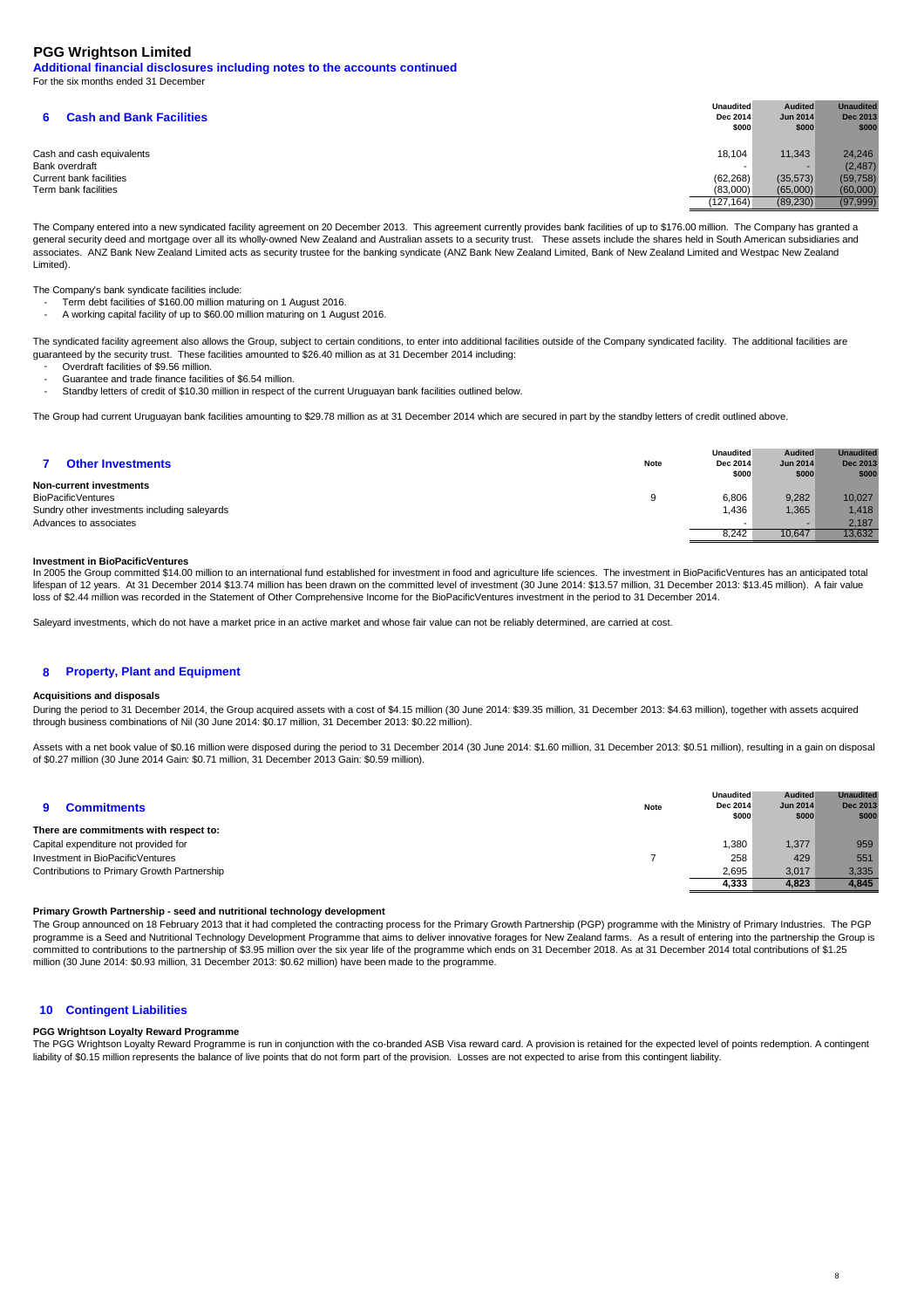# PGG Wrightson Limited

**Additional financial disclosures including notes to the accounts continued**

For the six months ended 31 December

## 6 Cash and Bank Facilities

| | Unaudited Dec 2014 $000 | Audited Jun 2014 $000 | Unaudited Dec 2013 $000 |
|---|---|---|---|
| Cash and cash equivalents | 18,104 | 11,343 | 24,246 |
| Bank overdraft | - | - | (2,487) |
| Current bank facilities | (62,268) | (35,573) | (59,758) |
| Term bank facilities | (83,000) | (65,000) | (60,000) |
| | (127,164) | (89,230) | (97,999) |

The Company entered into a new syndicated facility agreement on 20 December 2013. This agreement currently provides bank facilities of up to $176.00 million. The Company has granted a general security deed and mortgage over all its wholly-owned New Zealand and Australian assets to a security trust. These assets include the shares held in South American subsidiaries and associates. ANZ Bank New Zealand Limited acts as security trustee for the banking syndicate (ANZ Bank New Zealand Limited, Bank of New Zealand Limited and Westpac New Zealand Limited).

The Company's bank syndicate facilities include:

- Term debt facilities of $160.00 million maturing on 1 August 2016.
- A working capital facility of up to $60.00 million maturing on 1 August 2016.

The syndicated facility agreement also allows the Group, subject to certain conditions, to enter into additional facilities outside of the Company syndicated facility. The additional facilities are guaranteed by the security trust. These facilities amounted to $26.40 million as at 31 December 2014 including:

- Overdraft facilities of $9.56 million.
- Guarantee and trade finance facilities of $6.54 million.
- Standby letters of credit of $10.30 million in respect of the current Uruguayan bank facilities outlined below.

The Group had current Uruguayan bank facilities amounting to $29.78 million as at 31 December 2014 which are secured in part by the standby letters of credit outlined above.

## 7 Other Investments

| | Note | Unaudited Dec 2014 $000 | Audited Jun 2014 $000 | Unaudited Dec 2013 $000 |
|---|---|---|---|---|
| **Non-current investments** | | | | |
| BioPacificVentures | 9 | 6,806 | 9,282 | 10,027 |
| Sundry other investments including saleyards | | 1,436 | 1,365 | 1,418 |
| Advances to associates | | - | - | 2,187 |
| | | 8,242 | 10,647 | 13,632 |

**Investment in BioPacificVentures**

In 2005 the Group committed $14.00 million to an international fund established for investment in food and agriculture life sciences. The investment in BioPacificVentures has an anticipated total lifespan of 12 years. At 31 December 2014 $13.74 million has been drawn on the committed level of investment (30 June 2014: $13.57 million, 31 December 2013: $13.45 million). A fair value loss of $2.44 million was recorded in the Statement of Other Comprehensive Income for the BioPacificVentures investment in the period to 31 December 2014.

Saleyard investments, which do not have a market price in an active market and whose fair value can not be reliably determined, are carried at cost.

## 8 Property, Plant and Equipment

**Acquisitions and disposals**

During the period to 31 December 2014, the Group acquired assets with a cost of $4.15 million (30 June 2014: $39.35 million, 31 December 2013: $4.63 million), together with assets acquired through business combinations of Nil (30 June 2014: $0.17 million, 31 December 2013: $0.22 million).

Assets with a net book value of $0.16 million were disposed during the period to 31 December 2014 (30 June 2014: $1.60 million, 31 December 2013: $0.51 million), resulting in a gain on disposal of $0.27 million (30 June 2014 Gain: $0.71 million, 31 December 2013 Gain: $0.59 million).

## 9 Commitments

| | Note | Unaudited Dec 2014 $000 | Audited Jun 2014 $000 | Unaudited Dec 2013 $000 |
|---|---|---|---|---|
| **There are commitments with respect to:** | | | | |
| Capital expenditure not provided for | | 1,380 | 1,377 | 959 |
| Investment in BioPacificVentures | 7 | 258 | 429 | 551 |
| Contributions to Primary Growth Partnership | | 2,695 | 3,017 | 3,335 |
| | | **4,333** | **4,823** | **4,845** |

**Primary Growth Partnership - seed and nutritional technology development**

The Group announced on 18 February 2013 that it had completed the contracting process for the Primary Growth Partnership (PGP) programme with the Ministry of Primary Industries. The PGP programme is a Seed and Nutritional Technology Development Programme that aims to deliver innovative forages for New Zealand farms. As a result of entering into the partnership the Group is committed to contributions to the partnership of $3.95 million over the six year life of the programme which ends on 31 December 2018. As at 31 December 2014 total contributions of $1.25 million (30 June 2014: $0.93 million, 31 December 2013: $0.62 million) have been made to the programme.

## 10 Contingent Liabilities

**PGG Wrightson Loyalty Reward Programme**

The PGG Wrightson Loyalty Reward Programme is run in conjunction with the co-branded ASB Visa reward card. A provision is retained for the expected level of points redemption. A contingent liability of $0.15 million represents the balance of live points that do not form part of the provision. Losses are not expected to arise from this contingent liability.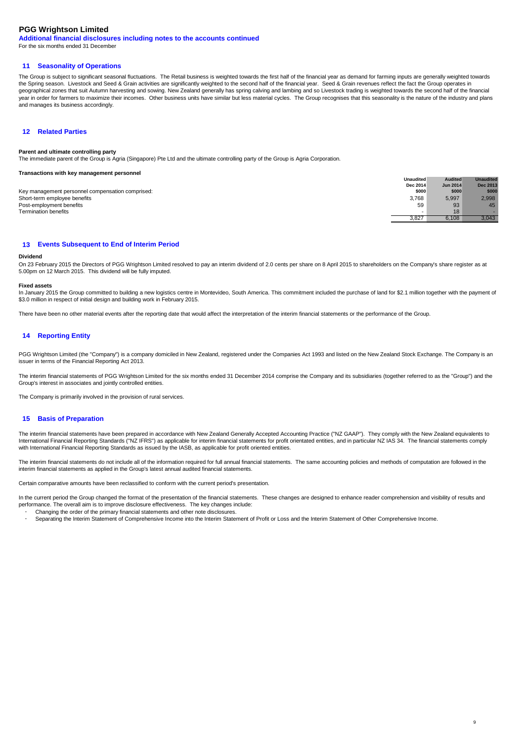# PGG Wrightson Limited

**Additional financial disclosures including notes to the accounts continued**

For the six months ended 31 December

## 11 Seasonality of Operations

The Group is subject to significant seasonal fluctuations. The Retail business is weighted towards the first half of the financial year as demand for farming inputs are generally weighted towards the Spring season. Livestock and Seed & Grain activities are significantly weighted to the second half of the financial year. Seed & Grain revenues reflect the fact the Group operates in geographical zones that suit Autumn harvesting and sowing. New Zealand generally has spring calving and lambing and so Livestock trading is weighted towards the second half of the financial year in order for farmers to maximize their incomes. Other business units have similar but less material cycles. The Group recognises that this seasonality is the nature of the industry and plans and manages its business accordingly.

## 12 Related Parties

**Parent and ultimate controlling party**

The immediate parent of the Group is Agria (Singapore) Pte Ltd and the ultimate controlling party of the Group is Agria Corporation.

**Transactions with key management personnel**

| | Unaudited Dec 2014 $000 | Audited Jun 2014 $000 | Unaudited Dec 2013 $000 |
|---|---|---|---|
| Key management personnel compensation comprised: | | | |
| Short-term employee benefits | 3,768 | 5,997 | 2,998 |
| Post-employment benefits | 59 | 93 | 45 |
| Termination benefits | - | 18 | - |
| | 3,827 | 6,108 | 3,043 |

## 13 Events Subsequent to End of Interim Period

**Dividend**

On 23 February 2015 the Directors of PGG Wrightson Limited resolved to pay an interim dividend of 2.0 cents per share on 8 April 2015 to shareholders on the Company's share register as at 5.00pm on 12 March 2015. This dividend will be fully imputed.

**Fixed assets**

In January 2015 the Group committed to building a new logistics centre in Montevideo, South America. This commitment included the purchase of land for $2.1 million together with the payment of $3.0 million in respect of initial design and building work in February 2015.

There have been no other material events after the reporting date that would affect the interpretation of the interim financial statements or the performance of the Group.

## 14 Reporting Entity

PGG Wrightson Limited (the "Company") is a company domiciled in New Zealand, registered under the Companies Act 1993 and listed on the New Zealand Stock Exchange. The Company is an issuer in terms of the Financial Reporting Act 2013.

The interim financial statements of PGG Wrightson Limited for the six months ended 31 December 2014 comprise the Company and its subsidiaries (together referred to as the "Group") and the Group's interest in associates and jointly controlled entities.

The Company is primarily involved in the provision of rural services.

## 15 Basis of Preparation

The interim financial statements have been prepared in accordance with New Zealand Generally Accepted Accounting Practice ("NZ GAAP"). They comply with the New Zealand equivalents to International Financial Reporting Standards ("NZ IFRS") as applicable for interim financial statements for profit orientated entities, and in particular NZ IAS 34. The financial statements comply with International Financial Reporting Standards as issued by the IASB, as applicable for profit oriented entities.

The interim financial statements do not include all of the information required for full annual financial statements. The same accounting policies and methods of computation are followed in the interim financial statements as applied in the Group's latest annual audited financial statements.

Certain comparative amounts have been reclassified to conform with the current period's presentation.

In the current period the Group changed the format of the presentation of the financial statements. These changes are designed to enhance reader comprehension and visibility of results and performance. The overall aim is to improve disclosure effectiveness. The key changes include:

- Changing the order of the primary financial statements and other note disclosures.
- Separating the Interim Statement of Comprehensive Income into the Interim Statement of Profit or Loss and the Interim Statement of Other Comprehensive Income.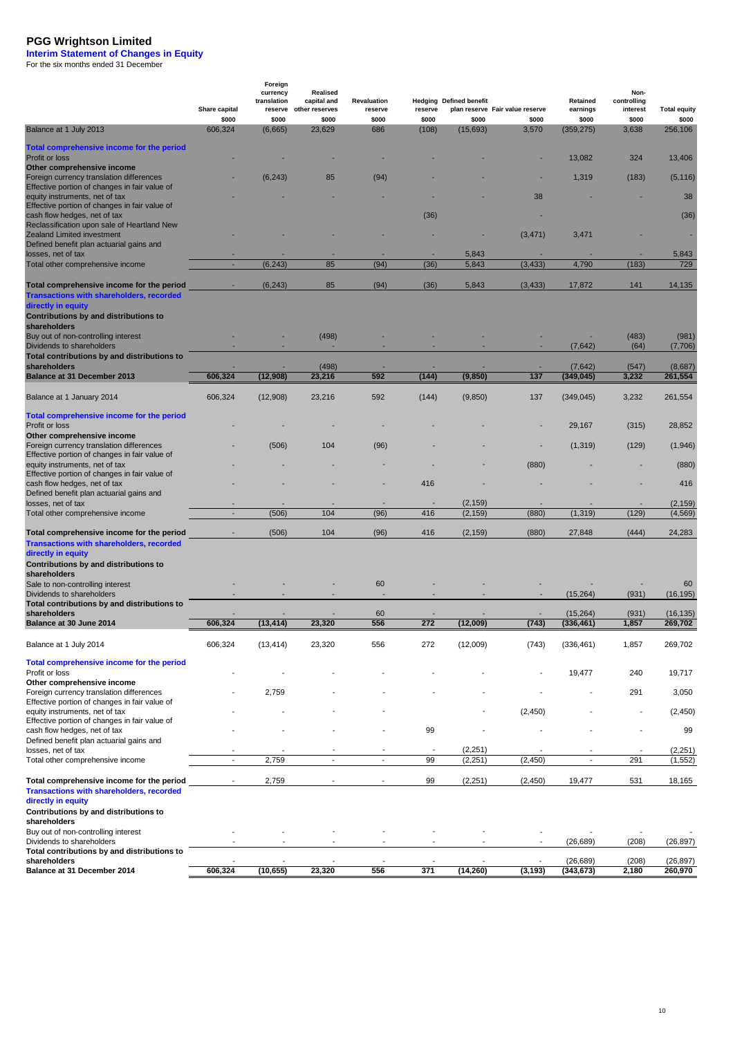# PGG Wrightson Limited

## Interim Statement of Changes in Equity

For the six months ended 31 December

| | Share capital | Foreign currency translation reserve | Realised capital and other reserves | Revaluation reserve | Hedging reserve | Defined benefit plan reserve | Fair value reserve | Retained earnings | Non-controlling interest | Total equity |
|---|---|---|---|---|---|---|---|---|---|---|
| | $000 | $000 | $000 | $000 | $000 | $000 | $000 | $000 | $000 | $000 |
| Balance at 1 July 2013 | 606,324 | (6,665) | 23,629 | 686 | (108) | (15,693) | 3,570 | (359,275) | 3,638 | 256,106 |
| **Total comprehensive income for the period** | | | | | | | | | | |
| Profit or loss | - | - | - | - | - | - | - | 13,082 | 324 | 13,406 |
| **Other comprehensive income** | | | | | | | | | | |
| Foreign currency translation differences | - | (6,243) | 85 | (94) | - | - | - | 1,319 | (183) | (5,116) |
| Effective portion of changes in fair value of equity instruments, net of tax | - | - | - | - | - | - | 38 | - | - | 38 |
| Effective portion of changes in fair value of cash flow hedges, net of tax | - | - | - | - | (36) | - | - | | | (36) |
| Reclassification upon sale of Heartland New Zealand Limited investment | - | - | - | - | - | - | (3,471) | 3,471 | - | - |
| Defined benefit plan actuarial gains and losses, net of tax | - | - | - | - | - | 5,843 | - | - | - | 5,843 |
| Total other comprehensive income | - | (6,243) | 85 | (94) | (36) | 5,843 | (3,433) | 4,790 | (183) | 729 |
| **Total comprehensive income for the period** | - | (6,243) | 85 | (94) | (36) | 5,843 | (3,433) | 17,872 | 141 | 14,135 |
| **Transactions with shareholders, recorded directly in equity** | | | | | | | | | | |
| **Contributions by and distributions to shareholders** | | | | | | | | | | |
| Buy out of non-controlling interest | - | - | (498) | - | - | - | - | - | (483) | (981) |
| Dividends to shareholders | - | - | - | - | - | - | - | (7,642) | (64) | (7,706) |
| **Total contributions by and distributions to shareholders** | - | - | (498) | - | - | - | - | (7,642) | (547) | (8,687) |
| **Balance at 31 December 2013** | **606,324** | **(12,908)** | **23,216** | **592** | **(144)** | **(9,850)** | **137** | **(349,045)** | **3,232** | **261,554** |
| Balance at 1 January 2014 | 606,324 | (12,908) | 23,216 | 592 | (144) | (9,850) | 137 | (349,045) | 3,232 | 261,554 |
| **Total comprehensive income for the period** | | | | | | | | | | |
| Profit or loss | - | - | - | - | - | - | - | 29,167 | (315) | 28,852 |
| **Other comprehensive income** | | | | | | | | | | |
| Foreign currency translation differences | - | (506) | 104 | (96) | - | - | - | (1,319) | (129) | (1,946) |
| Effective portion of changes in fair value of equity instruments, net of tax | - | - | - | - | - | - | (880) | - | - | (880) |
| Effective portion of changes in fair value of cash flow hedges, net of tax | - | - | - | - | 416 | - | - | - | - | 416 |
| Defined benefit plan actuarial gains and losses, net of tax | - | - | - | - | - | (2,159) | - | - | - | (2,159) |
| Total other comprehensive income | - | (506) | 104 | (96) | 416 | (2,159) | (880) | (1,319) | (129) | (4,569) |
| **Total comprehensive income for the period** | - | (506) | 104 | (96) | 416 | (2,159) | (880) | 27,848 | (444) | 24,283 |
| **Transactions with shareholders, recorded directly in equity** | | | | | | | | | | |
| **Contributions by and distributions to shareholders** | | | | | | | | | | |
| Sale to non-controlling interest | - | - | - | 60 | - | - | - | - | - | 60 |
| Dividends to shareholders | - | - | - | - | - | - | - | (15,264) | (931) | (16,195) |
| **Total contributions by and distributions to shareholders** | - | - | - | 60 | - | - | - | (15,264) | (931) | (16,135) |
| **Balance at 30 June 2014** | **606,324** | **(13,414)** | **23,320** | **556** | **272** | **(12,009)** | **(743)** | **(336,461)** | **1,857** | **269,702** |
| Balance at 1 July 2014 | 606,324 | (13,414) | 23,320 | 556 | 272 | (12,009) | (743) | (336,461) | 1,857 | 269,702 |
| **Total comprehensive income for the period** | | | | | | | | | | |
| Profit or loss | - | - | - | - | - | - | - | 19,477 | 240 | 19,717 |
| **Other comprehensive income** | | | | | | | | | | |
| Foreign currency translation differences | - | 2,759 | - | - | - | - | - | - | 291 | 3,050 |
| Effective portion of changes in fair value of equity instruments, net of tax | - | - | - | - | | - | (2,450) | - | - | (2,450) |
| Effective portion of changes in fair value of cash flow hedges, net of tax | - | - | - | - | 99 | - | - | - | - | 99 |
| Defined benefit plan actuarial gains and losses, net of tax | - | - | - | - | - | (2,251) | - | - | - | (2,251) |
| Total other comprehensive income | - | 2,759 | - | - | 99 | (2,251) | (2,450) | - | 291 | (1,552) |
| **Total comprehensive income for the period** | - | 2,759 | - | - | 99 | (2,251) | (2,450) | 19,477 | 531 | 18,165 |
| **Transactions with shareholders, recorded directly in equity** | | | | | | | | | | |
| **Contributions by and distributions to shareholders** | | | | | | | | | | |
| Buy out of non-controlling interest | - | - | - | - | - | - | - | - | - | - |
| Dividends to shareholders | - | - | - | - | - | - | - | (26,689) | (208) | (26,897) |
| **Total contributions by and distributions to shareholders** | - | - | - | - | - | - | - | (26,689) | (208) | (26,897) |
| **Balance at 31 December 2014** | **606,324** | **(10,655)** | **23,320** | **556** | **371** | **(14,260)** | **(3,193)** | **(343,673)** | **2,180** | **260,970** |